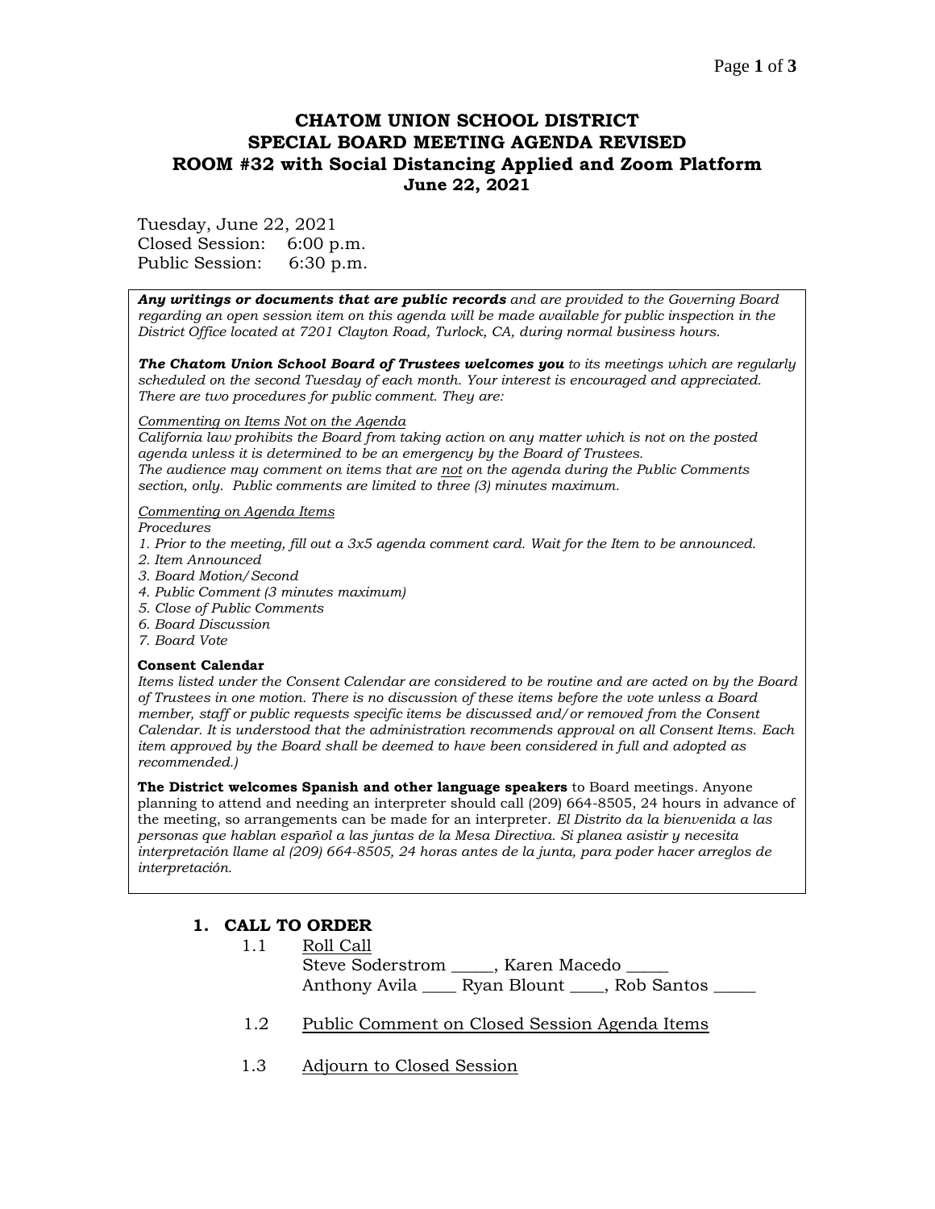# CHATOM UNION SCHOOL DISTRICT
# SPECIAL BOARD MEETING AGENDA REVISED
# ROOM #32 with Social Distancing Applied and Zoom Platform
# June 22, 2021

Tuesday, June 22, 2021
Closed Session: 6:00 p.m.
Public Session: 6:30 p.m.

***Any writings or documents that are public records*** *and are provided to the Governing Board regarding an open session item on this agenda will be made available for public inspection in the District Office located at 7201 Clayton Road, Turlock, CA, during normal business hours.*

***The Chatom Union School Board of Trustees welcomes you*** *to its meetings which are regularly scheduled on the second Tuesday of each month. Your interest is encouraged and appreciated. There are two procedures for public comment. They are:*

<u>*Commenting on Items Not on the Agenda*</u>
*California law prohibits the Board from taking action on any matter which is not on the posted agenda unless it is determined to be an emergency by the Board of Trustees.*
*The audience may comment on items that are <u>not</u> on the agenda during the Public Comments section, only. Public comments are limited to three (3) minutes maximum.*

<u>*Commenting on Agenda Items*</u>
*Procedures*
*1. Prior to the meeting, fill out a 3x5 agenda comment card. Wait for the Item to be announced.*
*2. Item Announced*
*3. Board Motion/Second*
*4. Public Comment (3 minutes maximum)*
*5. Close of Public Comments*
*6. Board Discussion*
*7. Board Vote*

**Consent Calendar**
*Items listed under the Consent Calendar are considered to be routine and are acted on by the Board of Trustees in one motion. There is no discussion of these items before the vote unless a Board member, staff or public requests specific items be discussed and/or removed from the Consent Calendar. It is understood that the administration recommends approval on all Consent Items. Each item approved by the Board shall be deemed to have been considered in full and adopted as recommended.)*

**The District welcomes Spanish and other language speakers** to Board meetings. Anyone planning to attend and needing an interpreter should call (209) 664-8505, 24 hours in advance of the meeting, so arrangements can be made for an interpreter. *El Distrito da la bienvenida a las personas que hablan español a las juntas de la Mesa Directiva. Si planea asistir y necesita interpretación llame al (209) 664-8505, 24 horas antes de la junta, para poder hacer arreglos de interpretación.*

## 1. CALL TO ORDER

1.1 <u>Roll Call</u>
Steve Soderstrom _____, Karen Macedo _____
Anthony Avila ____ Ryan Blount ____, Rob Santos _____

1.2 <u>Public Comment on Closed Session Agenda Items</u>

1.3 <u>Adjourn to Closed Session</u>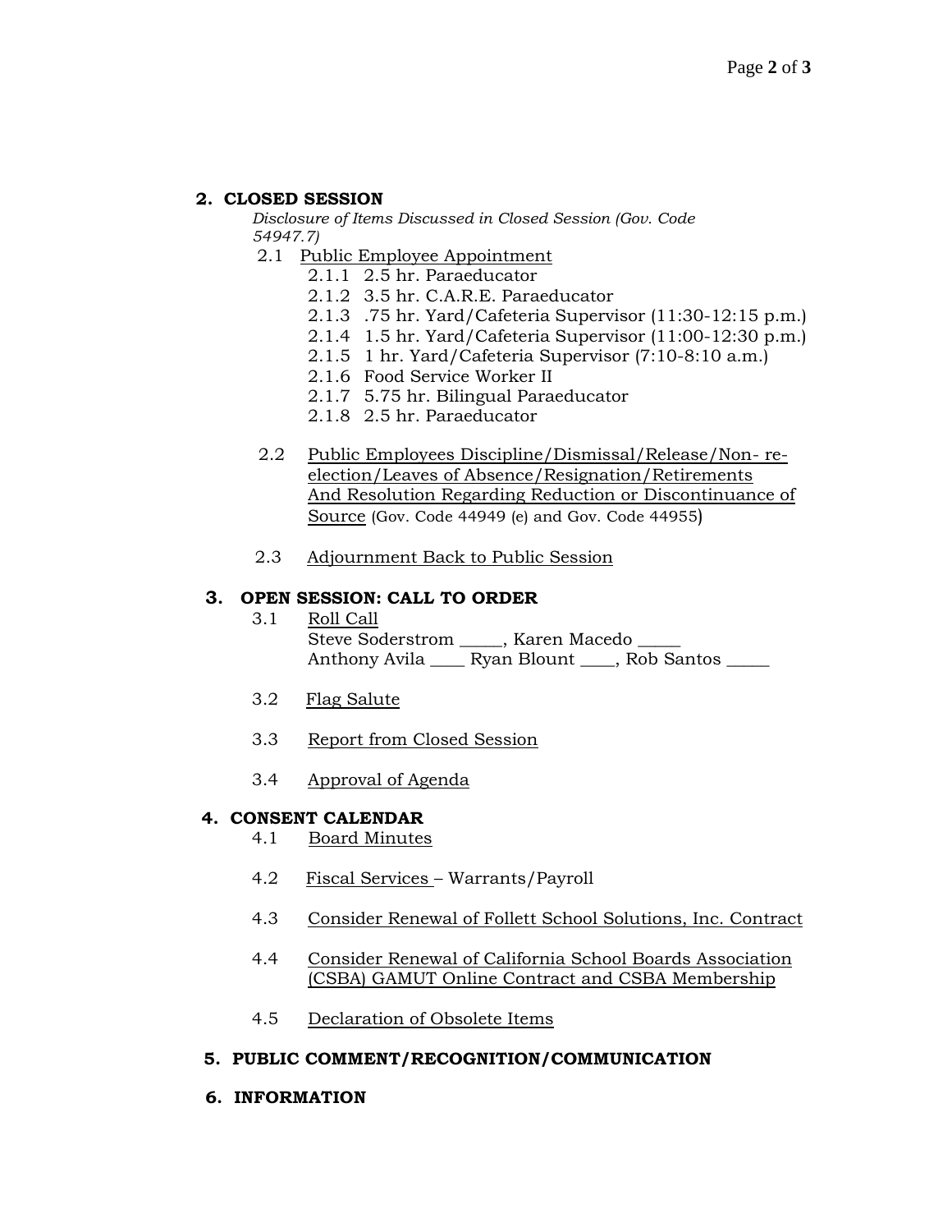## 2. CLOSED SESSION

*Disclosure of Items Discussed in Closed Session (Gov. Code 54947.7)*

2.1 Public Employee Appointment

- 2.1.1 2.5 hr. Paraeducator
- 2.1.2 3.5 hr. C.A.R.E. Paraeducator
- 2.1.3 .75 hr. Yard/Cafeteria Supervisor (11:30-12:15 p.m.)
- 2.1.4 1.5 hr. Yard/Cafeteria Supervisor (11:00-12:30 p.m.)
- 2.1.5 1 hr. Yard/Cafeteria Supervisor (7:10-8:10 a.m.)
- 2.1.6 Food Service Worker II
- 2.1.7 5.75 hr. Bilingual Paraeducator
- 2.1.8 2.5 hr. Paraeducator

2.2 Public Employees Discipline/Dismissal/Release/Non- re-election/Leaves of Absence/Resignation/Retirements And Resolution Regarding Reduction or Discontinuance of Source (Gov. Code 44949 (e) and Gov. Code 44955)

2.3 Adjournment Back to Public Session

## 3. OPEN SESSION: CALL TO ORDER

3.1 Roll Call

Steve Soderstrom _____, Karen Macedo _____
Anthony Avila ____ Ryan Blount ____, Rob Santos _____

3.2 Flag Salute

3.3 Report from Closed Session

3.4 Approval of Agenda

## 4. CONSENT CALENDAR

4.1 Board Minutes

4.2 Fiscal Services – Warrants/Payroll

4.3 Consider Renewal of Follett School Solutions, Inc. Contract

4.4 Consider Renewal of California School Boards Association (CSBA) GAMUT Online Contract and CSBA Membership

4.5 Declaration of Obsolete Items

## 5. PUBLIC COMMENT/RECOGNITION/COMMUNICATION

## 6. INFORMATION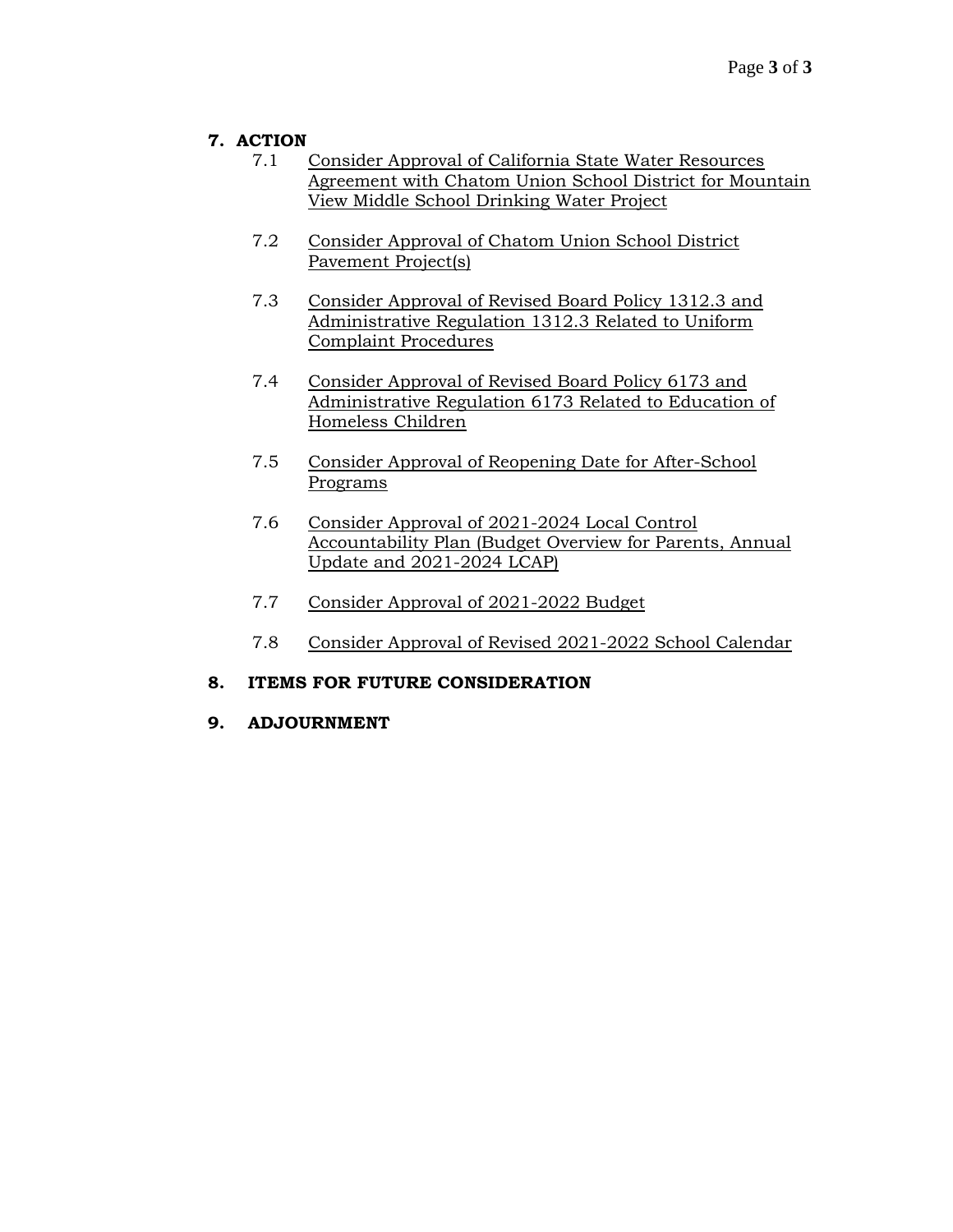**7. ACTION**

7.1 Consider Approval of California State Water Resources Agreement with Chatom Union School District for Mountain View Middle School Drinking Water Project

7.2 Consider Approval of Chatom Union School District Pavement Project(s)

7.3 Consider Approval of Revised Board Policy 1312.3 and Administrative Regulation 1312.3 Related to Uniform Complaint Procedures

7.4 Consider Approval of Revised Board Policy 6173 and Administrative Regulation 6173 Related to Education of Homeless Children

7.5 Consider Approval of Reopening Date for After-School Programs

7.6 Consider Approval of 2021-2024 Local Control Accountability Plan (Budget Overview for Parents, Annual Update and 2021-2024 LCAP)

7.7 Consider Approval of 2021-2022 Budget

7.8 Consider Approval of Revised 2021-2022 School Calendar

**8. ITEMS FOR FUTURE CONSIDERATION**

**9. ADJOURNMENT**